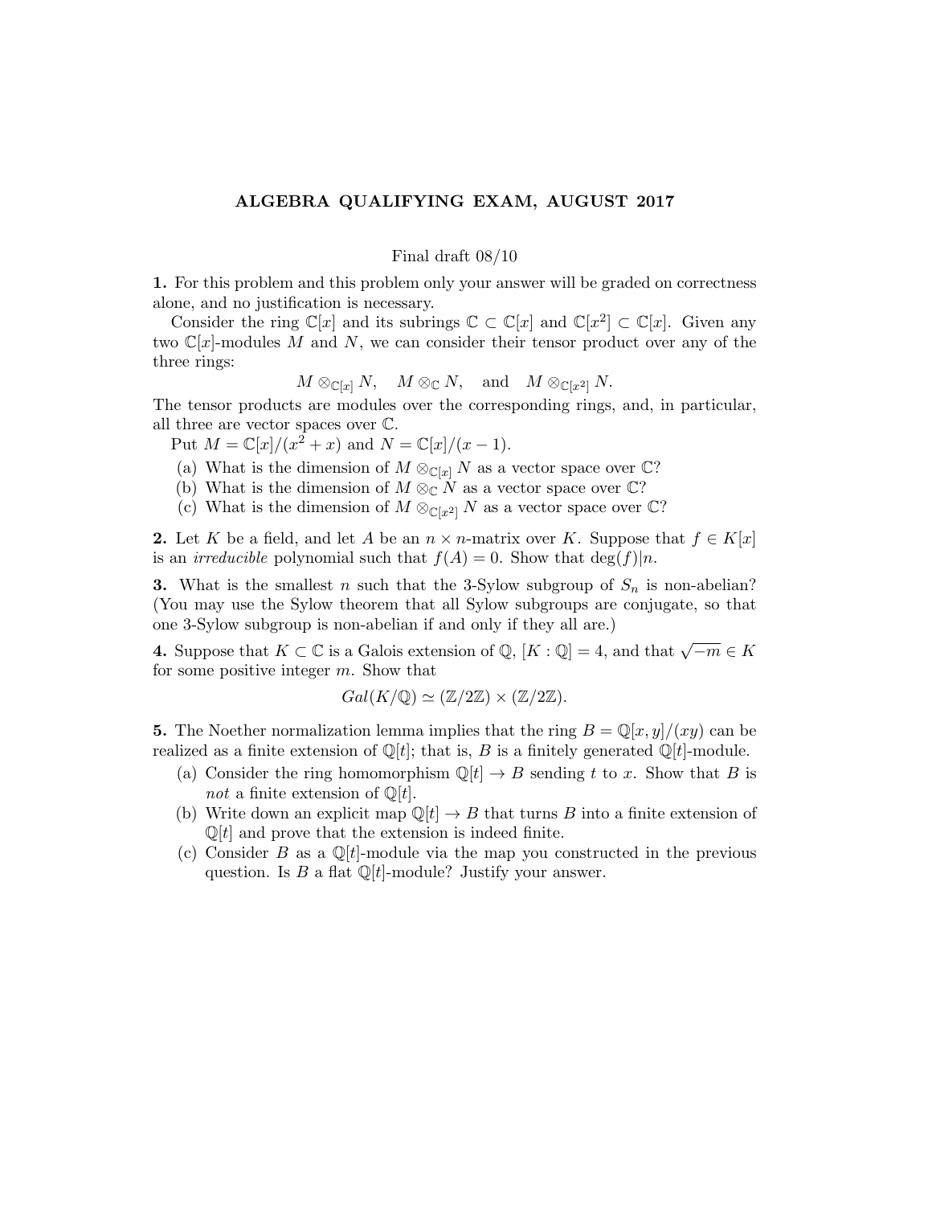# ALGEBRA QUALIFYING EXAM, AUGUST 2017

Final draft 08/10

**1.** For this problem and this problem only your answer will be graded on correctness alone, and no justification is necessary.

Consider the ring $\mathbb{C}[x]$ and its subrings $\mathbb{C} \subset \mathbb{C}[x]$ and $\mathbb{C}[x^2] \subset \mathbb{C}[x]$. Given any two $\mathbb{C}[x]$-modules $M$ and $N$, we can consider their tensor product over any of the three rings:

$$M \otimes_{\mathbb{C}[x]} N, \quad M \otimes_{\mathbb{C}} N, \quad \text{and} \quad M \otimes_{\mathbb{C}[x^2]} N.$$

The tensor products are modules over the corresponding rings, and, in particular, all three are vector spaces over $\mathbb{C}$.

Put $M = \mathbb{C}[x]/(x^2 + x)$ and $N = \mathbb{C}[x]/(x - 1)$.

(a) What is the dimension of $M \otimes_{\mathbb{C}[x]} N$ as a vector space over $\mathbb{C}$?

(b) What is the dimension of $M \otimes_{\mathbb{C}} N$ as a vector space over $\mathbb{C}$?

(c) What is the dimension of $M \otimes_{\mathbb{C}[x^2]} N$ as a vector space over $\mathbb{C}$?

**2.** Let $K$ be a field, and let $A$ be an $n \times n$-matrix over $K$. Suppose that $f \in K[x]$ is an *irreducible* polynomial such that $f(A) = 0$. Show that $\deg(f) | n$.

**3.** What is the smallest $n$ such that the 3-Sylow subgroup of $S_n$ is non-abelian? (You may use the Sylow theorem that all Sylow subgroups are conjugate, so that one 3-Sylow subgroup is non-abelian if and only if they all are.)

**4.** Suppose that $K \subset \mathbb{C}$ is a Galois extension of $\mathbb{Q}$, $[K : \mathbb{Q}] = 4$, and that $\sqrt{-m} \in K$ for some positive integer $m$. Show that

$$Gal(K/\mathbb{Q}) \simeq (\mathbb{Z}/2\mathbb{Z}) \times (\mathbb{Z}/2\mathbb{Z}).$$

**5.** The Noether normalization lemma implies that the ring $B = \mathbb{Q}[x, y]/(xy)$ can be realized as a finite extension of $\mathbb{Q}[t]$; that is, $B$ is a finitely generated $\mathbb{Q}[t]$-module.

(a) Consider the ring homomorphism $\mathbb{Q}[t] \to B$ sending $t$ to $x$. Show that $B$ is *not* a finite extension of $\mathbb{Q}[t]$.

(b) Write down an explicit map $\mathbb{Q}[t] \to B$ that turns $B$ into a finite extension of $\mathbb{Q}[t]$ and prove that the extension is indeed finite.

(c) Consider $B$ as a $\mathbb{Q}[t]$-module via the map you constructed in the previous question. Is $B$ a flat $\mathbb{Q}[t]$-module? Justify your answer.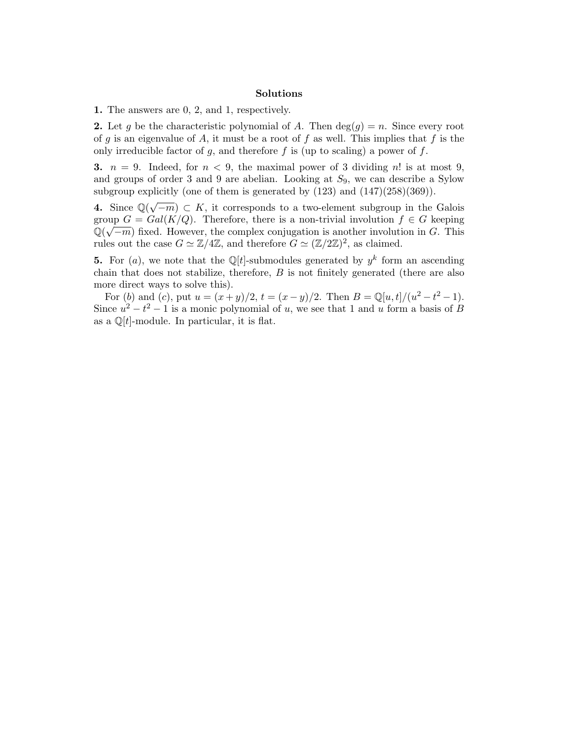**Solutions**

**1.** The answers are 0, 2, and 1, respectively.

**2.** Let $g$ be the characteristic polynomial of $A$. Then $\deg(g) = n$. Since every root of $g$ is an eigenvalue of $A$, it must be a root of $f$ as well. This implies that $f$ is the only irreducible factor of $g$, and therefore $f$ is (up to scaling) a power of $f$.

**3.** $n = 9$. Indeed, for $n < 9$, the maximal power of 3 dividing $n!$ is at most 9, and groups of order 3 and 9 are abelian. Looking at $S_9$, we can describe a Sylow subgroup explicitly (one of them is generated by (123) and (147)(258)(369)).

**4.** Since $\mathbb{Q}(\sqrt{-m}) \subset K$, it corresponds to a two-element subgroup in the Galois group $G = Gal(K/Q)$. Therefore, there is a non-trivial involution $f \in G$ keeping $\mathbb{Q}(\sqrt{-m})$ fixed. However, the complex conjugation is another involution in $G$. This rules out the case $G \simeq \mathbb{Z}/4\mathbb{Z}$, and therefore $G \simeq (\mathbb{Z}/2\mathbb{Z})^2$, as claimed.

**5.** For $(a)$, we note that the $\mathbb{Q}[t]$-submodules generated by $y^k$ form an ascending chain that does not stabilize, therefore, $B$ is not finitely generated (there are also more direct ways to solve this).

For $(b)$ and $(c)$, put $u = (x+y)/2$, $t = (x-y)/2$. Then $B = \mathbb{Q}[u,t]/(u^2 - t^2 - 1)$. Since $u^2 - t^2 - 1$ is a monic polynomial of $u$, we see that 1 and $u$ form a basis of $B$ as a $\mathbb{Q}[t]$-module. In particular, it is flat.